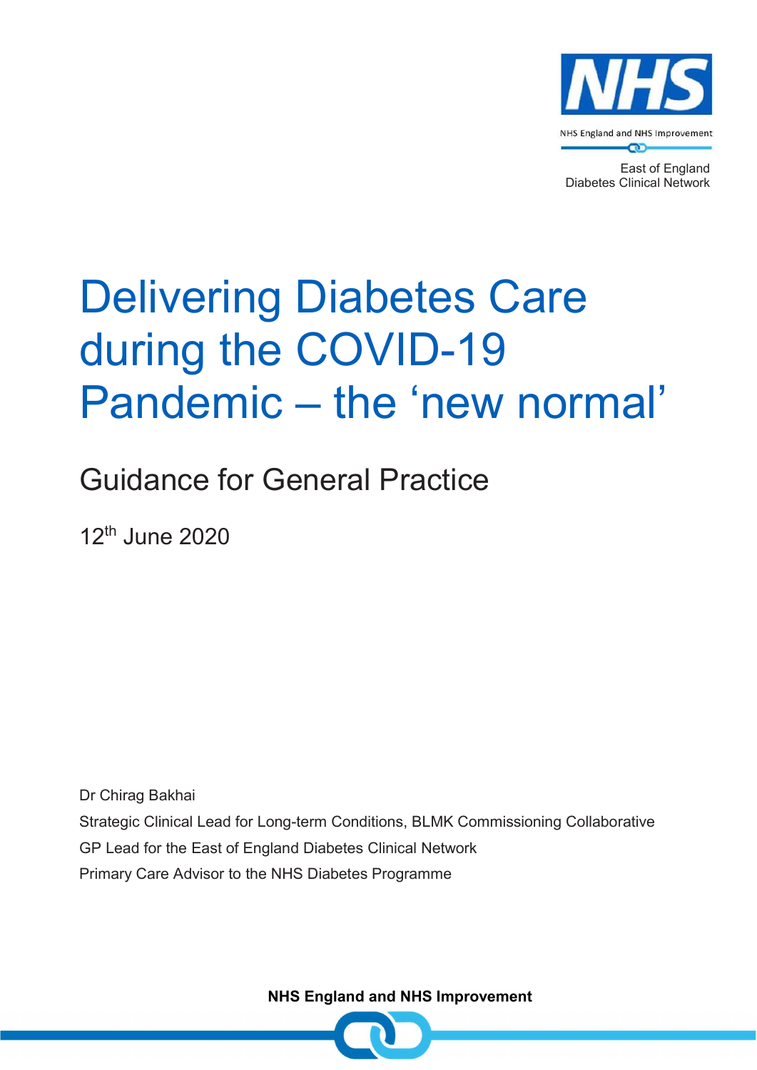NHS England and NHS Improvement

East of England
Diabetes Clinical Network

# Delivering Diabetes Care during the COVID-19 Pandemic – the 'new normal'

## Guidance for General Practice

12th June 2020

Dr Chirag Bakhai

Strategic Clinical Lead for Long-term Conditions, BLMK Commissioning Collaborative

GP Lead for the East of England Diabetes Clinical Network

Primary Care Advisor to the NHS Diabetes Programme

**NHS England and NHS Improvement**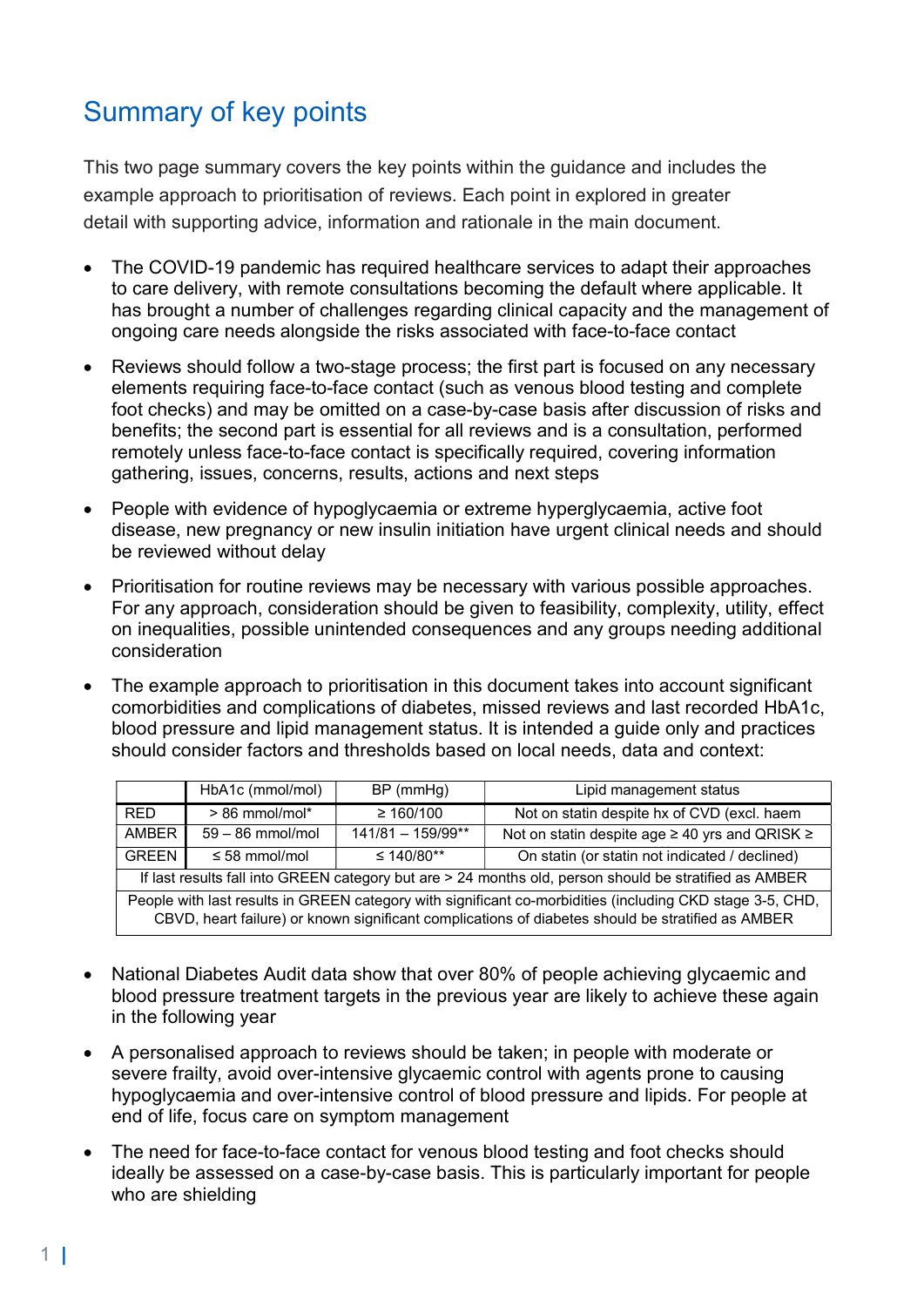# Summary of key points

This two page summary covers the key points within the guidance and includes the example approach to prioritisation of reviews. Each point in explored in greater detail with supporting advice, information and rationale in the main document.

- The COVID-19 pandemic has required healthcare services to adapt their approaches to care delivery, with remote consultations becoming the default where applicable. It has brought a number of challenges regarding clinical capacity and the management of ongoing care needs alongside the risks associated with face-to-face contact
- Reviews should follow a two-stage process; the first part is focused on any necessary elements requiring face-to-face contact (such as venous blood testing and complete foot checks) and may be omitted on a case-by-case basis after discussion of risks and benefits; the second part is essential for all reviews and is a consultation, performed remotely unless face-to-face contact is specifically required, covering information gathering, issues, concerns, results, actions and next steps
- People with evidence of hypoglycaemia or extreme hyperglycaemia, active foot disease, new pregnancy or new insulin initiation have urgent clinical needs and should be reviewed without delay
- Prioritisation for routine reviews may be necessary with various possible approaches. For any approach, consideration should be given to feasibility, complexity, utility, effect on inequalities, possible unintended consequences and any groups needing additional consideration
- The example approach to prioritisation in this document takes into account significant comorbidities and complications of diabetes, missed reviews and last recorded HbA1c, blood pressure and lipid management status. It is intended a guide only and practices should consider factors and thresholds based on local needs, data and context:

| | HbA1c (mmol/mol) | BP (mmHg) | Lipid management status |
|---|---|---|---|
| RED | > 86 mmol/mol* | ≥ 160/100 | Not on statin despite hx of CVD (excl. haem |
| AMBER | 59 – 86 mmol/mol | 141/81 – 159/99** | Not on statin despite age ≥ 40 yrs and QRISK ≥ |
| GREEN | ≤ 58 mmol/mol | ≤ 140/80** | On statin (or statin not indicated / declined) |
| If last results fall into GREEN category but are > 24 months old, person should be stratified as AMBER | | | |
| People with last results in GREEN category with significant co-morbidities (including CKD stage 3-5, CHD, CBVD, heart failure) or known significant complications of diabetes should be stratified as AMBER | | | |

- National Diabetes Audit data show that over 80% of people achieving glycaemic and blood pressure treatment targets in the previous year are likely to achieve these again in the following year
- A personalised approach to reviews should be taken; in people with moderate or severe frailty, avoid over-intensive glycaemic control with agents prone to causing hypoglycaemia and over-intensive control of blood pressure and lipids. For people at end of life, focus care on symptom management
- The need for face-to-face contact for venous blood testing and foot checks should ideally be assessed on a case-by-case basis. This is particularly important for people who are shielding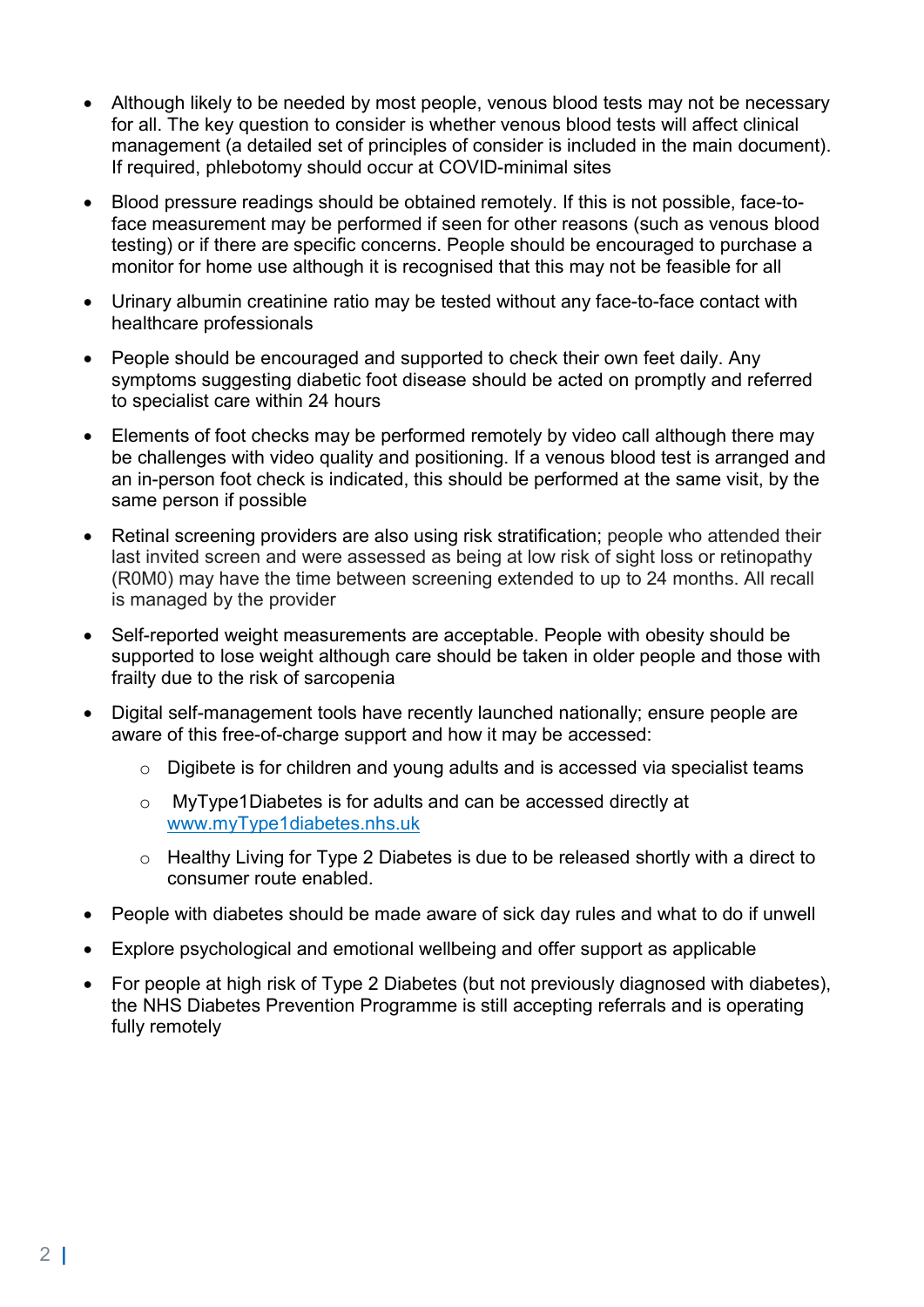- Although likely to be needed by most people, venous blood tests may not be necessary for all. The key question to consider is whether venous blood tests will affect clinical management (a detailed set of principles of consider is included in the main document). If required, phlebotomy should occur at COVID-minimal sites
- Blood pressure readings should be obtained remotely. If this is not possible, face-to-face measurement may be performed if seen for other reasons (such as venous blood testing) or if there are specific concerns. People should be encouraged to purchase a monitor for home use although it is recognised that this may not be feasible for all
- Urinary albumin creatinine ratio may be tested without any face-to-face contact with healthcare professionals
- People should be encouraged and supported to check their own feet daily. Any symptoms suggesting diabetic foot disease should be acted on promptly and referred to specialist care within 24 hours
- Elements of foot checks may be performed remotely by video call although there may be challenges with video quality and positioning. If a venous blood test is arranged and an in-person foot check is indicated, this should be performed at the same visit, by the same person if possible
- Retinal screening providers are also using risk stratification; people who attended their last invited screen and were assessed as being at low risk of sight loss or retinopathy (R0M0) may have the time between screening extended to up to 24 months. All recall is managed by the provider
- Self-reported weight measurements are acceptable. People with obesity should be supported to lose weight although care should be taken in older people and those with frailty due to the risk of sarcopenia
- Digital self-management tools have recently launched nationally; ensure people are aware of this free-of-charge support and how it may be accessed:
    - Digibete is for children and young adults and is accessed via specialist teams
    - MyType1Diabetes is for adults and can be accessed directly at [www.myType1diabetes.nhs.uk](http://www.myType1diabetes.nhs.uk)
    - Healthy Living for Type 2 Diabetes is due to be released shortly with a direct to consumer route enabled.
- People with diabetes should be made aware of sick day rules and what to do if unwell
- Explore psychological and emotional wellbeing and offer support as applicable
- For people at high risk of Type 2 Diabetes (but not previously diagnosed with diabetes), the NHS Diabetes Prevention Programme is still accepting referrals and is operating fully remotely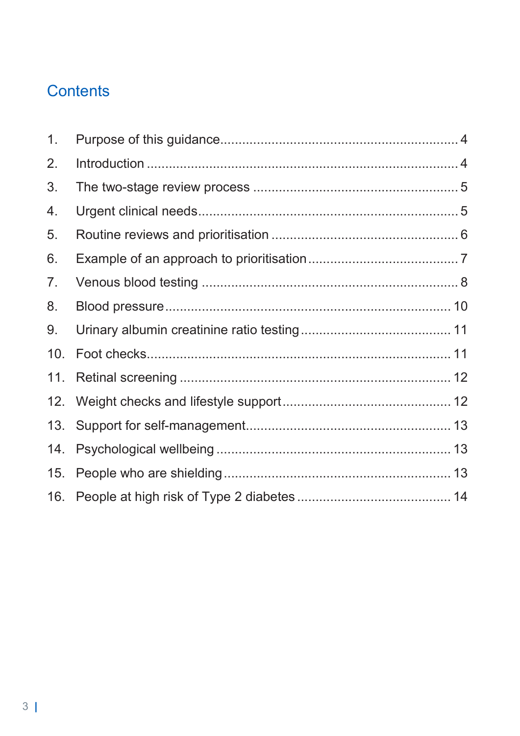## Contents

1. Purpose of this guidance .... 4
2. Introduction .... 4
3. The two-stage review process .... 5
4. Urgent clinical needs .... 5
5. Routine reviews and prioritisation .... 6
6. Example of an approach to prioritisation .... 7
7. Venous blood testing .... 8
8. Blood pressure .... 10
9. Urinary albumin creatinine ratio testing .... 11
10. Foot checks .... 11
11. Retinal screening .... 12
12. Weight checks and lifestyle support .... 12
13. Support for self-management .... 13
14. Psychological wellbeing .... 13
15. People who are shielding .... 13
16. People at high risk of Type 2 diabetes .... 14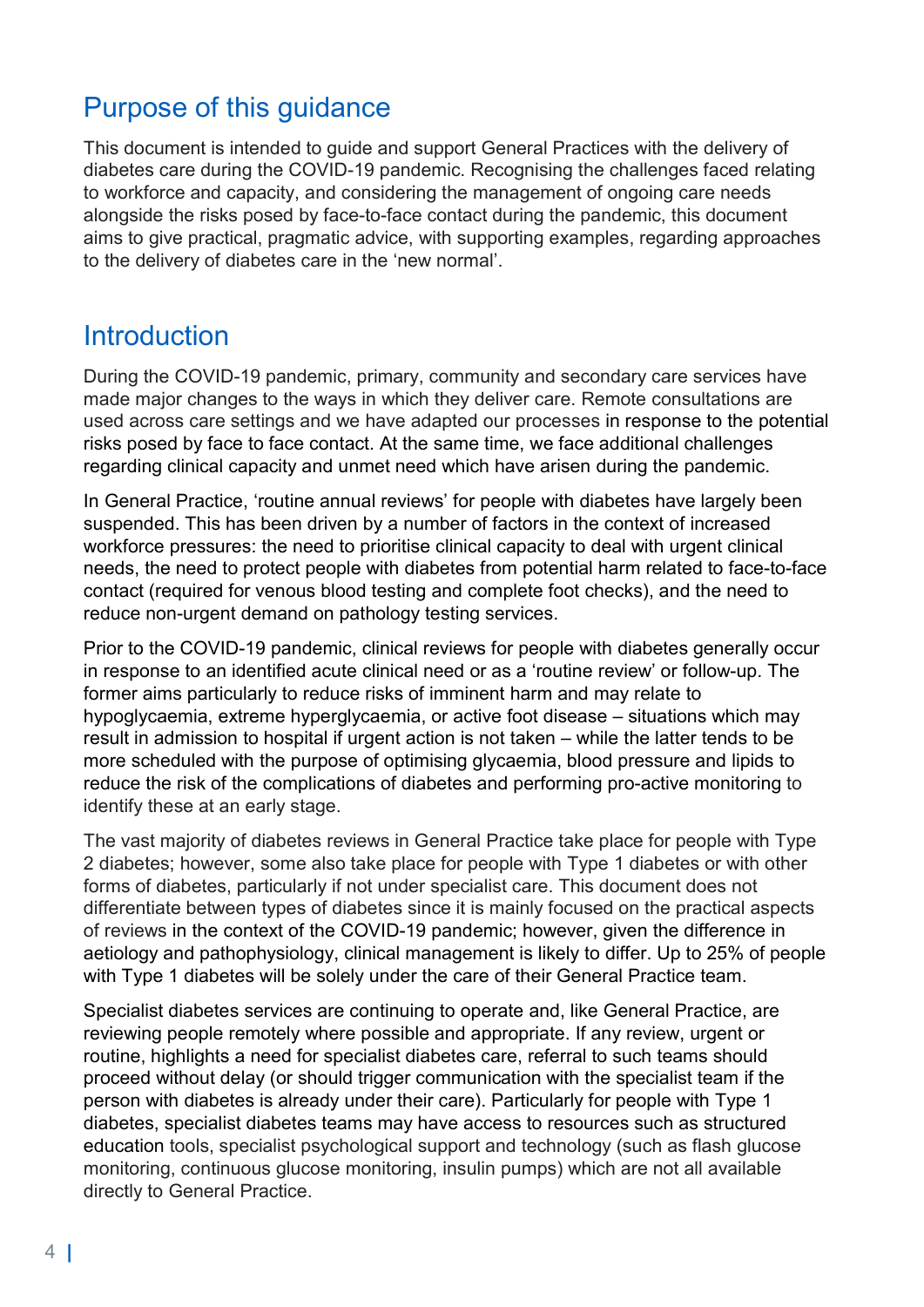## Purpose of this guidance

This document is intended to guide and support General Practices with the delivery of diabetes care during the COVID-19 pandemic. Recognising the challenges faced relating to workforce and capacity, and considering the management of ongoing care needs alongside the risks posed by face-to-face contact during the pandemic, this document aims to give practical, pragmatic advice, with supporting examples, regarding approaches to the delivery of diabetes care in the 'new normal'.

## Introduction

During the COVID-19 pandemic, primary, community and secondary care services have made major changes to the ways in which they deliver care. Remote consultations are used across care settings and we have adapted our processes in response to the potential risks posed by face to face contact. At the same time, we face additional challenges regarding clinical capacity and unmet need which have arisen during the pandemic.

In General Practice, 'routine annual reviews' for people with diabetes have largely been suspended. This has been driven by a number of factors in the context of increased workforce pressures: the need to prioritise clinical capacity to deal with urgent clinical needs, the need to protect people with diabetes from potential harm related to face-to-face contact (required for venous blood testing and complete foot checks), and the need to reduce non-urgent demand on pathology testing services.

Prior to the COVID-19 pandemic, clinical reviews for people with diabetes generally occur in response to an identified acute clinical need or as a 'routine review' or follow-up. The former aims particularly to reduce risks of imminent harm and may relate to hypoglycaemia, extreme hyperglycaemia, or active foot disease – situations which may result in admission to hospital if urgent action is not taken – while the latter tends to be more scheduled with the purpose of optimising glycaemia, blood pressure and lipids to reduce the risk of the complications of diabetes and performing pro-active monitoring to identify these at an early stage.

The vast majority of diabetes reviews in General Practice take place for people with Type 2 diabetes; however, some also take place for people with Type 1 diabetes or with other forms of diabetes, particularly if not under specialist care. This document does not differentiate between types of diabetes since it is mainly focused on the practical aspects of reviews in the context of the COVID-19 pandemic; however, given the difference in aetiology and pathophysiology, clinical management is likely to differ. Up to 25% of people with Type 1 diabetes will be solely under the care of their General Practice team.

Specialist diabetes services are continuing to operate and, like General Practice, are reviewing people remotely where possible and appropriate. If any review, urgent or routine, highlights a need for specialist diabetes care, referral to such teams should proceed without delay (or should trigger communication with the specialist team if the person with diabetes is already under their care). Particularly for people with Type 1 diabetes, specialist diabetes teams may have access to resources such as structured education tools, specialist psychological support and technology (such as flash glucose monitoring, continuous glucose monitoring, insulin pumps) which are not all available directly to General Practice.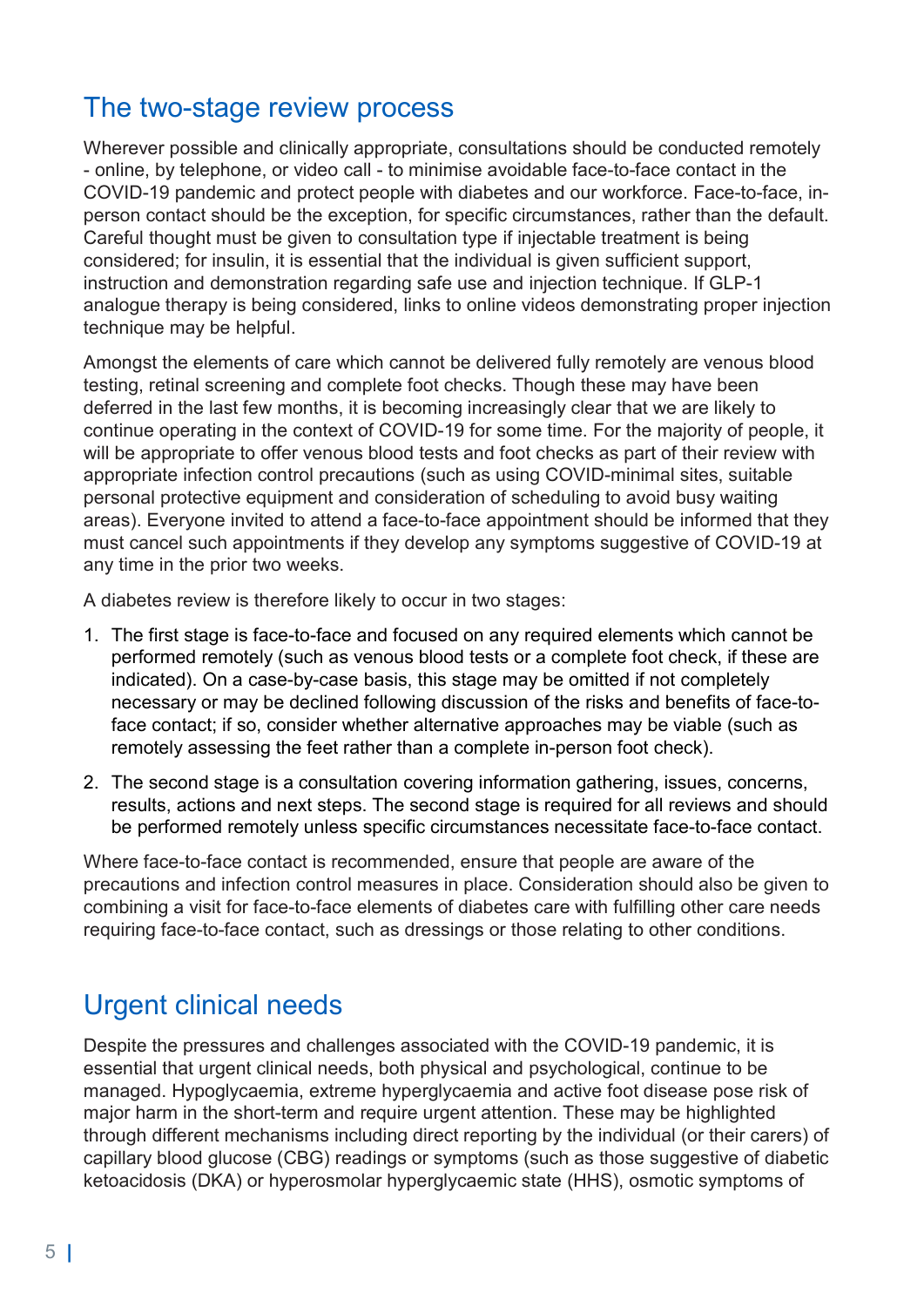## The two-stage review process

Wherever possible and clinically appropriate, consultations should be conducted remotely - online, by telephone, or video call - to minimise avoidable face-to-face contact in the COVID-19 pandemic and protect people with diabetes and our workforce. Face-to-face, in-person contact should be the exception, for specific circumstances, rather than the default. Careful thought must be given to consultation type if injectable treatment is being considered; for insulin, it is essential that the individual is given sufficient support, instruction and demonstration regarding safe use and injection technique. If GLP-1 analogue therapy is being considered, links to online videos demonstrating proper injection technique may be helpful.

Amongst the elements of care which cannot be delivered fully remotely are venous blood testing, retinal screening and complete foot checks. Though these may have been deferred in the last few months, it is becoming increasingly clear that we are likely to continue operating in the context of COVID-19 for some time. For the majority of people, it will be appropriate to offer venous blood tests and foot checks as part of their review with appropriate infection control precautions (such as using COVID-minimal sites, suitable personal protective equipment and consideration of scheduling to avoid busy waiting areas). Everyone invited to attend a face-to-face appointment should be informed that they must cancel such appointments if they develop any symptoms suggestive of COVID-19 at any time in the prior two weeks.

A diabetes review is therefore likely to occur in two stages:

1. The first stage is face-to-face and focused on any required elements which cannot be performed remotely (such as venous blood tests or a complete foot check, if these are indicated). On a case-by-case basis, this stage may be omitted if not completely necessary or may be declined following discussion of the risks and benefits of face-to-face contact; if so, consider whether alternative approaches may be viable (such as remotely assessing the feet rather than a complete in-person foot check).
2. The second stage is a consultation covering information gathering, issues, concerns, results, actions and next steps. The second stage is required for all reviews and should be performed remotely unless specific circumstances necessitate face-to-face contact.

Where face-to-face contact is recommended, ensure that people are aware of the precautions and infection control measures in place. Consideration should also be given to combining a visit for face-to-face elements of diabetes care with fulfilling other care needs requiring face-to-face contact, such as dressings or those relating to other conditions.

## Urgent clinical needs

Despite the pressures and challenges associated with the COVID-19 pandemic, it is essential that urgent clinical needs, both physical and psychological, continue to be managed. Hypoglycaemia, extreme hyperglycaemia and active foot disease pose risk of major harm in the short-term and require urgent attention. These may be highlighted through different mechanisms including direct reporting by the individual (or their carers) of capillary blood glucose (CBG) readings or symptoms (such as those suggestive of diabetic ketoacidosis (DKA) or hyperosmolar hyperglycaemic state (HHS), osmotic symptoms of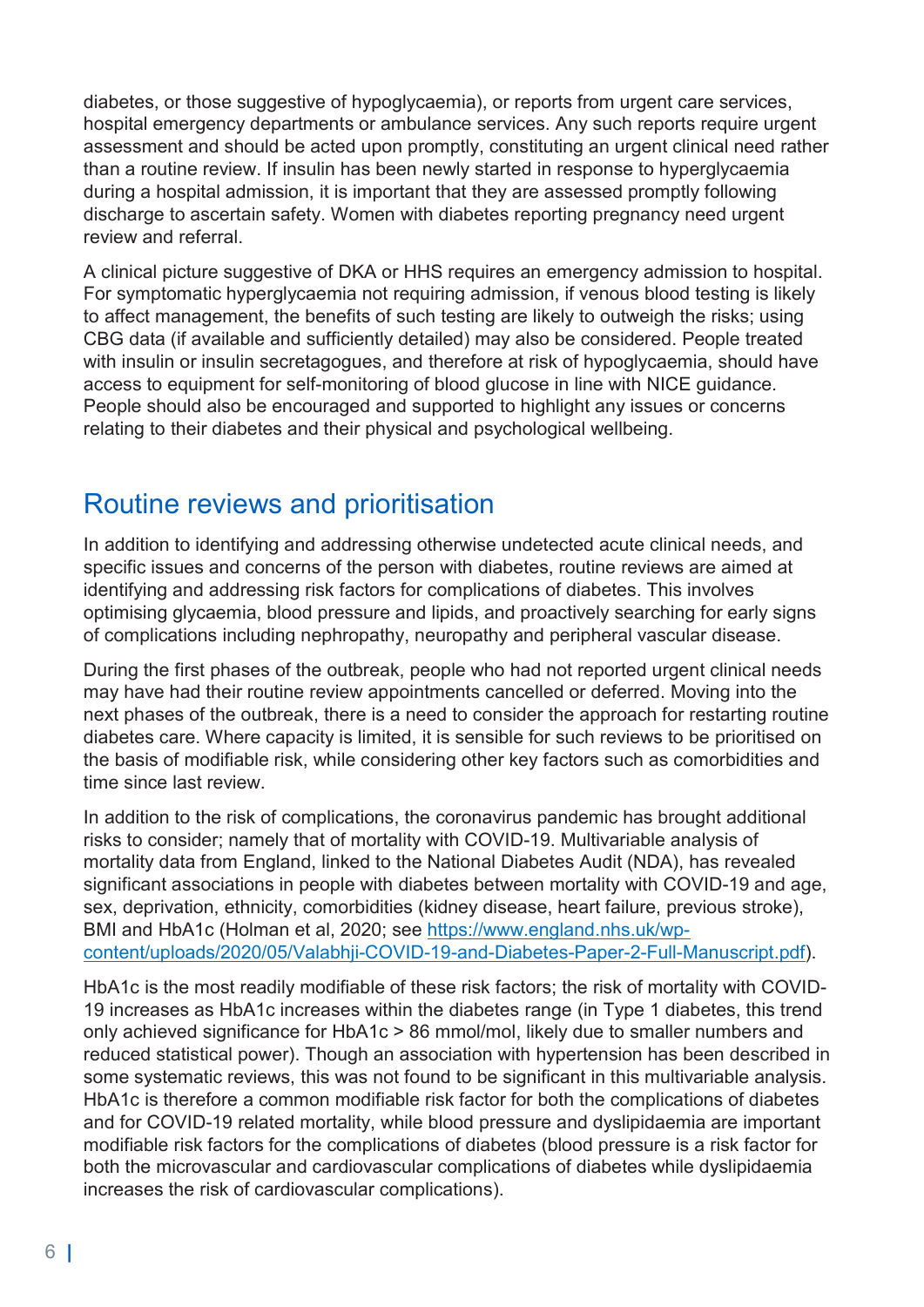diabetes, or those suggestive of hypoglycaemia), or reports from urgent care services, hospital emergency departments or ambulance services. Any such reports require urgent assessment and should be acted upon promptly, constituting an urgent clinical need rather than a routine review. If insulin has been newly started in response to hyperglycaemia during a hospital admission, it is important that they are assessed promptly following discharge to ascertain safety. Women with diabetes reporting pregnancy need urgent review and referral.

A clinical picture suggestive of DKA or HHS requires an emergency admission to hospital. For symptomatic hyperglycaemia not requiring admission, if venous blood testing is likely to affect management, the benefits of such testing are likely to outweigh the risks; using CBG data (if available and sufficiently detailed) may also be considered. People treated with insulin or insulin secretagogues, and therefore at risk of hypoglycaemia, should have access to equipment for self-monitoring of blood glucose in line with NICE guidance. People should also be encouraged and supported to highlight any issues or concerns relating to their diabetes and their physical and psychological wellbeing.

## Routine reviews and prioritisation

In addition to identifying and addressing otherwise undetected acute clinical needs, and specific issues and concerns of the person with diabetes, routine reviews are aimed at identifying and addressing risk factors for complications of diabetes. This involves optimising glycaemia, blood pressure and lipids, and proactively searching for early signs of complications including nephropathy, neuropathy and peripheral vascular disease.

During the first phases of the outbreak, people who had not reported urgent clinical needs may have had their routine review appointments cancelled or deferred. Moving into the next phases of the outbreak, there is a need to consider the approach for restarting routine diabetes care. Where capacity is limited, it is sensible for such reviews to be prioritised on the basis of modifiable risk, while considering other key factors such as comorbidities and time since last review.

In addition to the risk of complications, the coronavirus pandemic has brought additional risks to consider; namely that of mortality with COVID-19. Multivariable analysis of mortality data from England, linked to the National Diabetes Audit (NDA), has revealed significant associations in people with diabetes between mortality with COVID-19 and age, sex, deprivation, ethnicity, comorbidities (kidney disease, heart failure, previous stroke), BMI and HbA1c (Holman et al, 2020; see [https://www.england.nhs.uk/wp-content/uploads/2020/05/Valabhji-COVID-19-and-Diabetes-Paper-2-Full-Manuscript.pdf](https://www.england.nhs.uk/wp-content/uploads/2020/05/Valabhji-COVID-19-and-Diabetes-Paper-2-Full-Manuscript.pdf)).

HbA1c is the most readily modifiable of these risk factors; the risk of mortality with COVID-19 increases as HbA1c increases within the diabetes range (in Type 1 diabetes, this trend only achieved significance for HbA1c > 86 mmol/mol, likely due to smaller numbers and reduced statistical power). Though an association with hypertension has been described in some systematic reviews, this was not found to be significant in this multivariable analysis. HbA1c is therefore a common modifiable risk factor for both the complications of diabetes and for COVID-19 related mortality, while blood pressure and dyslipidaemia are important modifiable risk factors for the complications of diabetes (blood pressure is a risk factor for both the microvascular and cardiovascular complications of diabetes while dyslipidaemia increases the risk of cardiovascular complications).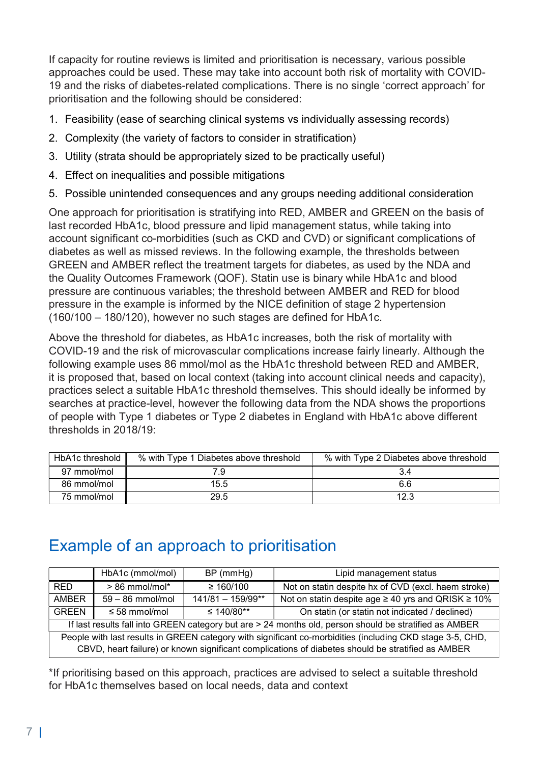If capacity for routine reviews is limited and prioritisation is necessary, various possible approaches could be used. These may take into account both risk of mortality with COVID-19 and the risks of diabetes-related complications. There is no single 'correct approach' for prioritisation and the following should be considered:

1. Feasibility (ease of searching clinical systems vs individually assessing records)
2. Complexity (the variety of factors to consider in stratification)
3. Utility (strata should be appropriately sized to be practically useful)
4. Effect on inequalities and possible mitigations
5. Possible unintended consequences and any groups needing additional consideration

One approach for prioritisation is stratifying into RED, AMBER and GREEN on the basis of last recorded HbA1c, blood pressure and lipid management status, while taking into account significant co-morbidities (such as CKD and CVD) or significant complications of diabetes as well as missed reviews. In the following example, the thresholds between GREEN and AMBER reflect the treatment targets for diabetes, as used by the NDA and the Quality Outcomes Framework (QOF). Statin use is binary while HbA1c and blood pressure are continuous variables; the threshold between AMBER and RED for blood pressure in the example is informed by the NICE definition of stage 2 hypertension (160/100 – 180/120), however no such stages are defined for HbA1c.

Above the threshold for diabetes, as HbA1c increases, both the risk of mortality with COVID-19 and the risk of microvascular complications increase fairly linearly. Although the following example uses 86 mmol/mol as the HbA1c threshold between RED and AMBER, it is proposed that, based on local context (taking into account clinical needs and capacity), practices select a suitable HbA1c threshold themselves. This should ideally be informed by searches at practice-level, however the following data from the NDA shows the proportions of people with Type 1 diabetes or Type 2 diabetes in England with HbA1c above different thresholds in 2018/19:

| HbA1c threshold | % with Type 1 Diabetes above threshold | % with Type 2 Diabetes above threshold |
|---|---|---|
| 97 mmol/mol | 7.9 | 3.4 |
| 86 mmol/mol | 15.5 | 6.6 |
| 75 mmol/mol | 29.5 | 12.3 |

## Example of an approach to prioritisation

| | HbA1c (mmol/mol) | BP (mmHg) | Lipid management status |
|---|---|---|---|
| RED | > 86 mmol/mol* | ≥ 160/100 | Not on statin despite hx of CVD (excl. haem stroke) |
| AMBER | 59 – 86 mmol/mol | 141/81 – 159/99** | Not on statin despite age ≥ 40 yrs and QRISK ≥ 10% |
| GREEN | ≤ 58 mmol/mol | ≤ 140/80** | On statin (or statin not indicated / declined) |
| If last results fall into GREEN category but are > 24 months old, person should be stratified as AMBER | | | |
| People with last results in GREEN category with significant co-morbidities (including CKD stage 3-5, CHD, CBVD, heart failure) or known significant complications of diabetes should be stratified as AMBER | | | |

*If prioritising based on this approach, practices are advised to select a suitable threshold for HbA1c themselves based on local needs, data and context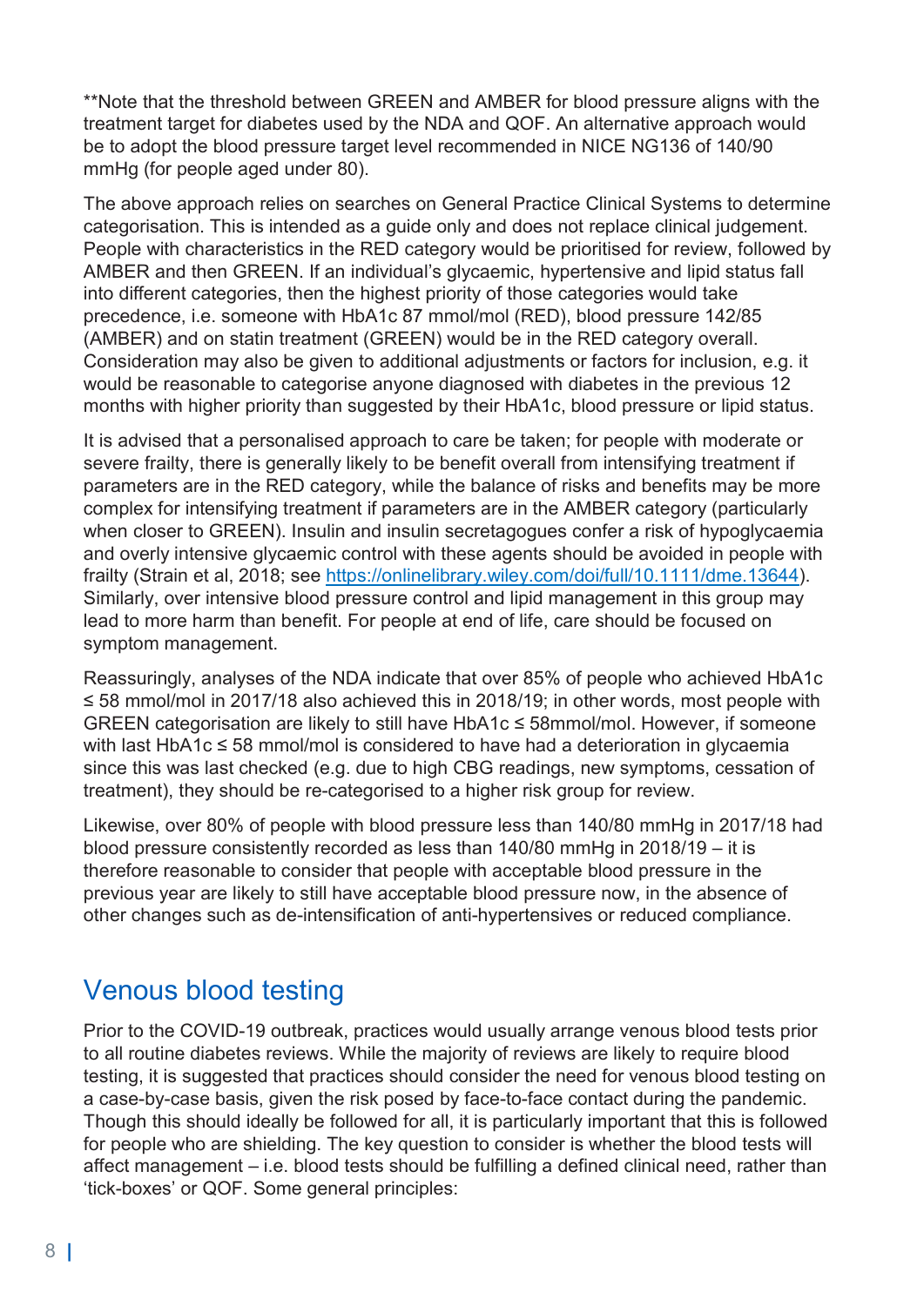**Note that the threshold between GREEN and AMBER for blood pressure aligns with the treatment target for diabetes used by the NDA and QOF. An alternative approach would be to adopt the blood pressure target level recommended in NICE NG136 of 140/90 mmHg (for people aged under 80).

The above approach relies on searches on General Practice Clinical Systems to determine categorisation. This is intended as a guide only and does not replace clinical judgement. People with characteristics in the RED category would be prioritised for review, followed by AMBER and then GREEN. If an individual's glycaemic, hypertensive and lipid status fall into different categories, then the highest priority of those categories would take precedence, i.e. someone with HbA1c 87 mmol/mol (RED), blood pressure 142/85 (AMBER) and on statin treatment (GREEN) would be in the RED category overall. Consideration may also be given to additional adjustments or factors for inclusion, e.g. it would be reasonable to categorise anyone diagnosed with diabetes in the previous 12 months with higher priority than suggested by their HbA1c, blood pressure or lipid status.

It is advised that a personalised approach to care be taken; for people with moderate or severe frailty, there is generally likely to be benefit overall from intensifying treatment if parameters are in the RED category, while the balance of risks and benefits may be more complex for intensifying treatment if parameters are in the AMBER category (particularly when closer to GREEN). Insulin and insulin secretagogues confer a risk of hypoglycaemia and overly intensive glycaemic control with these agents should be avoided in people with frailty (Strain et al, 2018; see https://onlinelibrary.wiley.com/doi/full/10.1111/dme.13644). Similarly, over intensive blood pressure control and lipid management in this group may lead to more harm than benefit. For people at end of life, care should be focused on symptom management.

Reassuringly, analyses of the NDA indicate that over 85% of people who achieved HbA1c ≤ 58 mmol/mol in 2017/18 also achieved this in 2018/19; in other words, most people with GREEN categorisation are likely to still have HbA1c ≤ 58mmol/mol. However, if someone with last HbA1c ≤ 58 mmol/mol is considered to have had a deterioration in glycaemia since this was last checked (e.g. due to high CBG readings, new symptoms, cessation of treatment), they should be re-categorised to a higher risk group for review.

Likewise, over 80% of people with blood pressure less than 140/80 mmHg in 2017/18 had blood pressure consistently recorded as less than 140/80 mmHg in 2018/19 – it is therefore reasonable to consider that people with acceptable blood pressure in the previous year are likely to still have acceptable blood pressure now, in the absence of other changes such as de-intensification of anti-hypertensives or reduced compliance.

## Venous blood testing

Prior to the COVID-19 outbreak, practices would usually arrange venous blood tests prior to all routine diabetes reviews. While the majority of reviews are likely to require blood testing, it is suggested that practices should consider the need for venous blood testing on a case-by-case basis, given the risk posed by face-to-face contact during the pandemic. Though this should ideally be followed for all, it is particularly important that this is followed for people who are shielding. The key question to consider is whether the blood tests will affect management – i.e. blood tests should be fulfilling a defined clinical need, rather than 'tick-boxes' or QOF. Some general principles: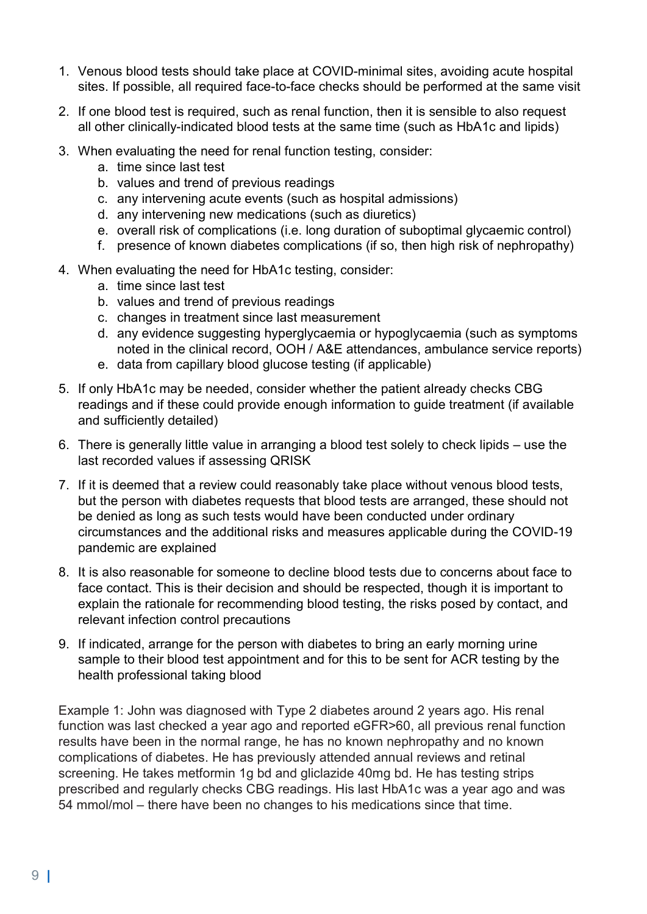1. Venous blood tests should take place at COVID-minimal sites, avoiding acute hospital sites. If possible, all required face-to-face checks should be performed at the same visit
2. If one blood test is required, such as renal function, then it is sensible to also request all other clinically-indicated blood tests at the same time (such as HbA1c and lipids)
3. When evaluating the need for renal function testing, consider:
   a. time since last test
   b. values and trend of previous readings
   c. any intervening acute events (such as hospital admissions)
   d. any intervening new medications (such as diuretics)
   e. overall risk of complications (i.e. long duration of suboptimal glycaemic control)
   f. presence of known diabetes complications (if so, then high risk of nephropathy)
4. When evaluating the need for HbA1c testing, consider:
   a. time since last test
   b. values and trend of previous readings
   c. changes in treatment since last measurement
   d. any evidence suggesting hyperglycaemia or hypoglycaemia (such as symptoms noted in the clinical record, OOH / A&E attendances, ambulance service reports)
   e. data from capillary blood glucose testing (if applicable)
5. If only HbA1c may be needed, consider whether the patient already checks CBG readings and if these could provide enough information to guide treatment (if available and sufficiently detailed)
6. There is generally little value in arranging a blood test solely to check lipids – use the last recorded values if assessing QRISK
7. If it is deemed that a review could reasonably take place without venous blood tests, but the person with diabetes requests that blood tests are arranged, these should not be denied as long as such tests would have been conducted under ordinary circumstances and the additional risks and measures applicable during the COVID-19 pandemic are explained
8. It is also reasonable for someone to decline blood tests due to concerns about face to face contact. This is their decision and should be respected, though it is important to explain the rationale for recommending blood testing, the risks posed by contact, and relevant infection control precautions
9. If indicated, arrange for the person with diabetes to bring an early morning urine sample to their blood test appointment and for this to be sent for ACR testing by the health professional taking blood

Example 1: John was diagnosed with Type 2 diabetes around 2 years ago. His renal function was last checked a year ago and reported eGFR>60, all previous renal function results have been in the normal range, he has no known nephropathy and no known complications of diabetes. He has previously attended annual reviews and retinal screening. He takes metformin 1g bd and gliclazide 40mg bd. He has testing strips prescribed and regularly checks CBG readings. His last HbA1c was a year ago and was 54 mmol/mol – there have been no changes to his medications since that time.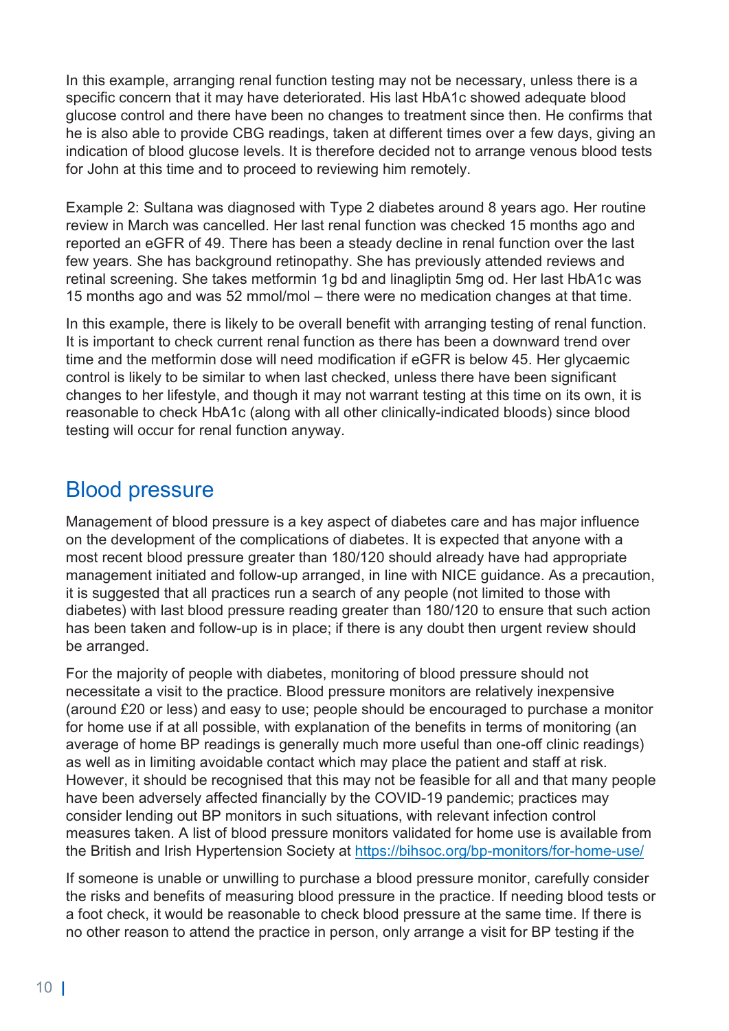In this example, arranging renal function testing may not be necessary, unless there is a specific concern that it may have deteriorated. His last HbA1c showed adequate blood glucose control and there have been no changes to treatment since then. He confirms that he is also able to provide CBG readings, taken at different times over a few days, giving an indication of blood glucose levels. It is therefore decided not to arrange venous blood tests for John at this time and to proceed to reviewing him remotely.

Example 2: Sultana was diagnosed with Type 2 diabetes around 8 years ago. Her routine review in March was cancelled. Her last renal function was checked 15 months ago and reported an eGFR of 49. There has been a steady decline in renal function over the last few years. She has background retinopathy. She has previously attended reviews and retinal screening. She takes metformin 1g bd and linagliptin 5mg od. Her last HbA1c was 15 months ago and was 52 mmol/mol – there were no medication changes at that time.

In this example, there is likely to be overall benefit with arranging testing of renal function. It is important to check current renal function as there has been a downward trend over time and the metformin dose will need modification if eGFR is below 45. Her glycaemic control is likely to be similar to when last checked, unless there have been significant changes to her lifestyle, and though it may not warrant testing at this time on its own, it is reasonable to check HbA1c (along with all other clinically-indicated bloods) since blood testing will occur for renal function anyway.

## Blood pressure

Management of blood pressure is a key aspect of diabetes care and has major influence on the development of the complications of diabetes. It is expected that anyone with a most recent blood pressure greater than 180/120 should already have had appropriate management initiated and follow-up arranged, in line with NICE guidance. As a precaution, it is suggested that all practices run a search of any people (not limited to those with diabetes) with last blood pressure reading greater than 180/120 to ensure that such action has been taken and follow-up is in place; if there is any doubt then urgent review should be arranged.

For the majority of people with diabetes, monitoring of blood pressure should not necessitate a visit to the practice. Blood pressure monitors are relatively inexpensive (around £20 or less) and easy to use; people should be encouraged to purchase a monitor for home use if at all possible, with explanation of the benefits in terms of monitoring (an average of home BP readings is generally much more useful than one-off clinic readings) as well as in limiting avoidable contact which may place the patient and staff at risk. However, it should be recognised that this may not be feasible for all and that many people have been adversely affected financially by the COVID-19 pandemic; practices may consider lending out BP monitors in such situations, with relevant infection control measures taken. A list of blood pressure monitors validated for home use is available from the British and Irish Hypertension Society at https://bihsoc.org/bp-monitors/for-home-use/

If someone is unable or unwilling to purchase a blood pressure monitor, carefully consider the risks and benefits of measuring blood pressure in the practice. If needing blood tests or a foot check, it would be reasonable to check blood pressure at the same time. If there is no other reason to attend the practice in person, only arrange a visit for BP testing if the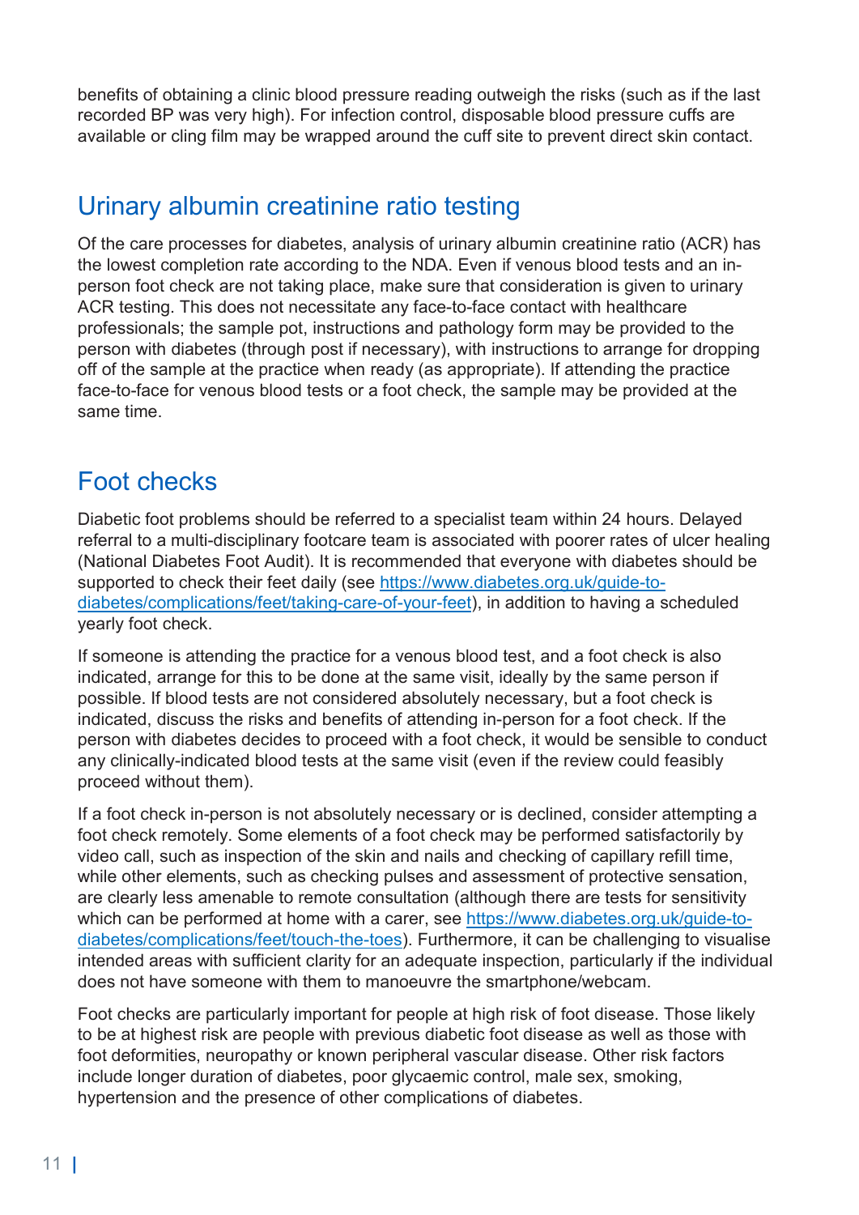benefits of obtaining a clinic blood pressure reading outweigh the risks (such as if the last recorded BP was very high). For infection control, disposable blood pressure cuffs are available or cling film may be wrapped around the cuff site to prevent direct skin contact.

## Urinary albumin creatinine ratio testing

Of the care processes for diabetes, analysis of urinary albumin creatinine ratio (ACR) has the lowest completion rate according to the NDA. Even if venous blood tests and an in-person foot check are not taking place, make sure that consideration is given to urinary ACR testing. This does not necessitate any face-to-face contact with healthcare professionals; the sample pot, instructions and pathology form may be provided to the person with diabetes (through post if necessary), with instructions to arrange for dropping off of the sample at the practice when ready (as appropriate). If attending the practice face-to-face for venous blood tests or a foot check, the sample may be provided at the same time.

## Foot checks

Diabetic foot problems should be referred to a specialist team within 24 hours. Delayed referral to a multi-disciplinary footcare team is associated with poorer rates of ulcer healing (National Diabetes Foot Audit). It is recommended that everyone with diabetes should be supported to check their feet daily (see https://www.diabetes.org.uk/guide-to-diabetes/complications/feet/taking-care-of-your-feet), in addition to having a scheduled yearly foot check.

If someone is attending the practice for a venous blood test, and a foot check is also indicated, arrange for this to be done at the same visit, ideally by the same person if possible. If blood tests are not considered absolutely necessary, but a foot check is indicated, discuss the risks and benefits of attending in-person for a foot check. If the person with diabetes decides to proceed with a foot check, it would be sensible to conduct any clinically-indicated blood tests at the same visit (even if the review could feasibly proceed without them).

If a foot check in-person is not absolutely necessary or is declined, consider attempting a foot check remotely. Some elements of a foot check may be performed satisfactorily by video call, such as inspection of the skin and nails and checking of capillary refill time, while other elements, such as checking pulses and assessment of protective sensation, are clearly less amenable to remote consultation (although there are tests for sensitivity which can be performed at home with a carer, see https://www.diabetes.org.uk/guide-to-diabetes/complications/feet/touch-the-toes). Furthermore, it can be challenging to visualise intended areas with sufficient clarity for an adequate inspection, particularly if the individual does not have someone with them to manoeuvre the smartphone/webcam.

Foot checks are particularly important for people at high risk of foot disease. Those likely to be at highest risk are people with previous diabetic foot disease as well as those with foot deformities, neuropathy or known peripheral vascular disease. Other risk factors include longer duration of diabetes, poor glycaemic control, male sex, smoking, hypertension and the presence of other complications of diabetes.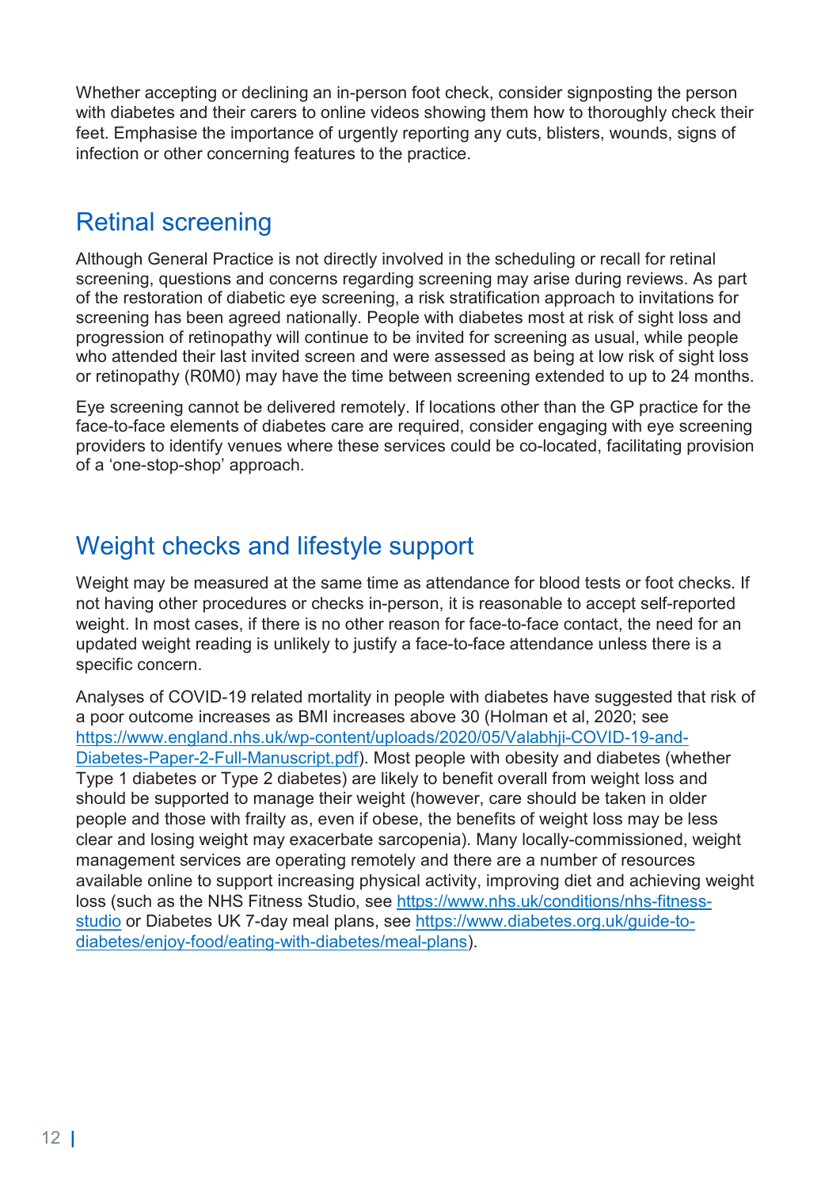Whether accepting or declining an in-person foot check, consider signposting the person with diabetes and their carers to online videos showing them how to thoroughly check their feet. Emphasise the importance of urgently reporting any cuts, blisters, wounds, signs of infection or other concerning features to the practice.

## Retinal screening

Although General Practice is not directly involved in the scheduling or recall for retinal screening, questions and concerns regarding screening may arise during reviews. As part of the restoration of diabetic eye screening, a risk stratification approach to invitations for screening has been agreed nationally. People with diabetes most at risk of sight loss and progression of retinopathy will continue to be invited for screening as usual, while people who attended their last invited screen and were assessed as being at low risk of sight loss or retinopathy (R0M0) may have the time between screening extended to up to 24 months.

Eye screening cannot be delivered remotely. If locations other than the GP practice for the face-to-face elements of diabetes care are required, consider engaging with eye screening providers to identify venues where these services could be co-located, facilitating provision of a 'one-stop-shop' approach.

## Weight checks and lifestyle support

Weight may be measured at the same time as attendance for blood tests or foot checks. If not having other procedures or checks in-person, it is reasonable to accept self-reported weight. In most cases, if there is no other reason for face-to-face contact, the need for an updated weight reading is unlikely to justify a face-to-face attendance unless there is a specific concern.

Analyses of COVID-19 related mortality in people with diabetes have suggested that risk of a poor outcome increases as BMI increases above 30 (Holman et al, 2020; see https://www.england.nhs.uk/wp-content/uploads/2020/05/Valabhji-COVID-19-and-Diabetes-Paper-2-Full-Manuscript.pdf). Most people with obesity and diabetes (whether Type 1 diabetes or Type 2 diabetes) are likely to benefit overall from weight loss and should be supported to manage their weight (however, care should be taken in older people and those with frailty as, even if obese, the benefits of weight loss may be less clear and losing weight may exacerbate sarcopenia). Many locally-commissioned, weight management services are operating remotely and there are a number of resources available online to support increasing physical activity, improving diet and achieving weight loss (such as the NHS Fitness Studio, see https://www.nhs.uk/conditions/nhs-fitness-studio or Diabetes UK 7-day meal plans, see https://www.diabetes.org.uk/guide-to-diabetes/enjoy-food/eating-with-diabetes/meal-plans).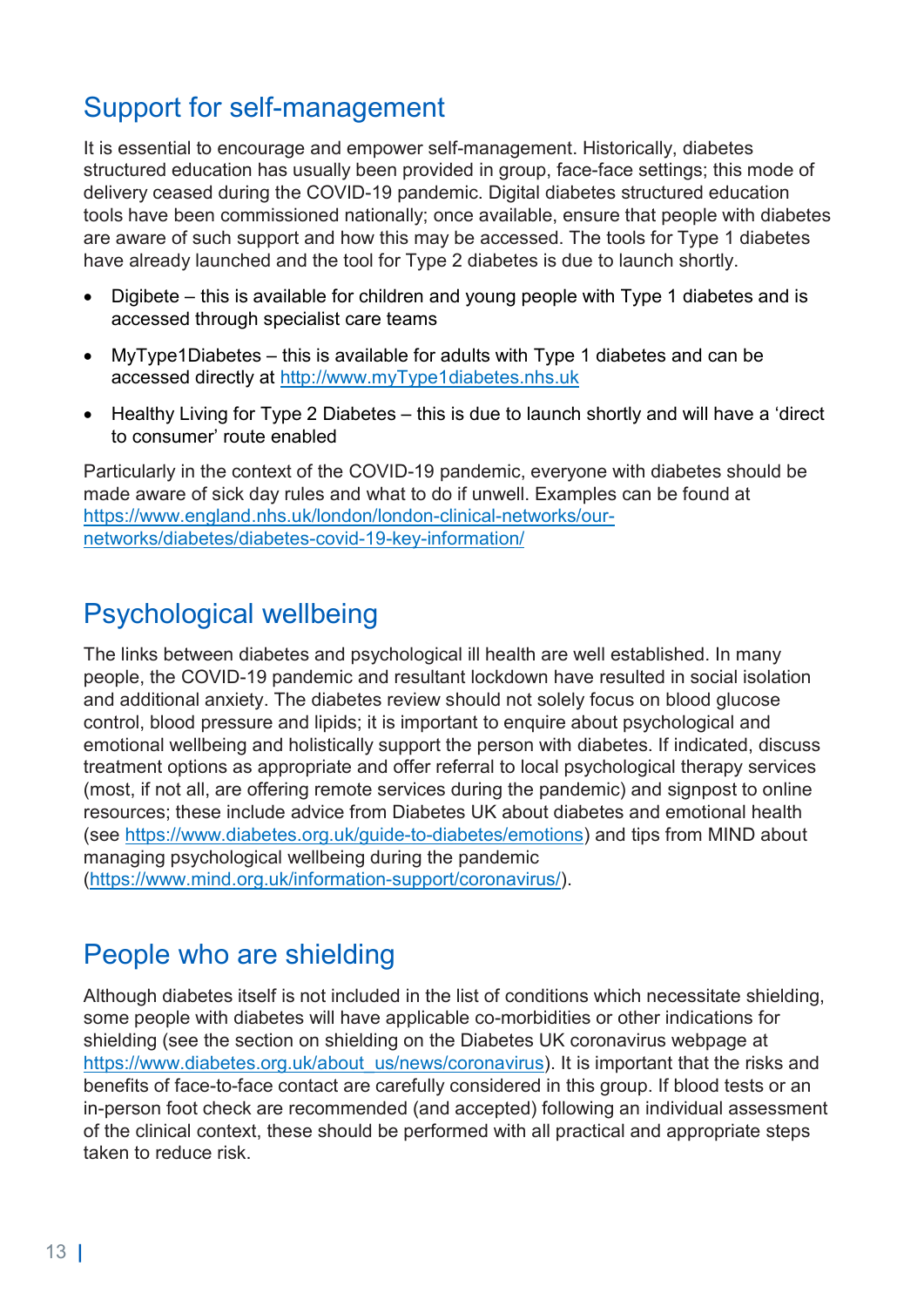## Support for self-management

It is essential to encourage and empower self-management. Historically, diabetes structured education has usually been provided in group, face-face settings; this mode of delivery ceased during the COVID-19 pandemic. Digital diabetes structured education tools have been commissioned nationally; once available, ensure that people with diabetes are aware of such support and how this may be accessed. The tools for Type 1 diabetes have already launched and the tool for Type 2 diabetes is due to launch shortly.

- Digibete – this is available for children and young people with Type 1 diabetes and is accessed through specialist care teams
- MyType1Diabetes – this is available for adults with Type 1 diabetes and can be accessed directly at http://www.myType1diabetes.nhs.uk
- Healthy Living for Type 2 Diabetes – this is due to launch shortly and will have a 'direct to consumer' route enabled

Particularly in the context of the COVID-19 pandemic, everyone with diabetes should be made aware of sick day rules and what to do if unwell. Examples can be found at https://www.england.nhs.uk/london/london-clinical-networks/our-networks/diabetes/diabetes-covid-19-key-information/

## Psychological wellbeing

The links between diabetes and psychological ill health are well established. In many people, the COVID-19 pandemic and resultant lockdown have resulted in social isolation and additional anxiety. The diabetes review should not solely focus on blood glucose control, blood pressure and lipids; it is important to enquire about psychological and emotional wellbeing and holistically support the person with diabetes. If indicated, discuss treatment options as appropriate and offer referral to local psychological therapy services (most, if not all, are offering remote services during the pandemic) and signpost to online resources; these include advice from Diabetes UK about diabetes and emotional health (see https://www.diabetes.org.uk/guide-to-diabetes/emotions) and tips from MIND about managing psychological wellbeing during the pandemic (https://www.mind.org.uk/information-support/coronavirus/).

## People who are shielding

Although diabetes itself is not included in the list of conditions which necessitate shielding, some people with diabetes will have applicable co-morbidities or other indications for shielding (see the section on shielding on the Diabetes UK coronavirus webpage at https://www.diabetes.org.uk/about_us/news/coronavirus). It is important that the risks and benefits of face-to-face contact are carefully considered in this group. If blood tests or an in-person foot check are recommended (and accepted) following an individual assessment of the clinical context, these should be performed with all practical and appropriate steps taken to reduce risk.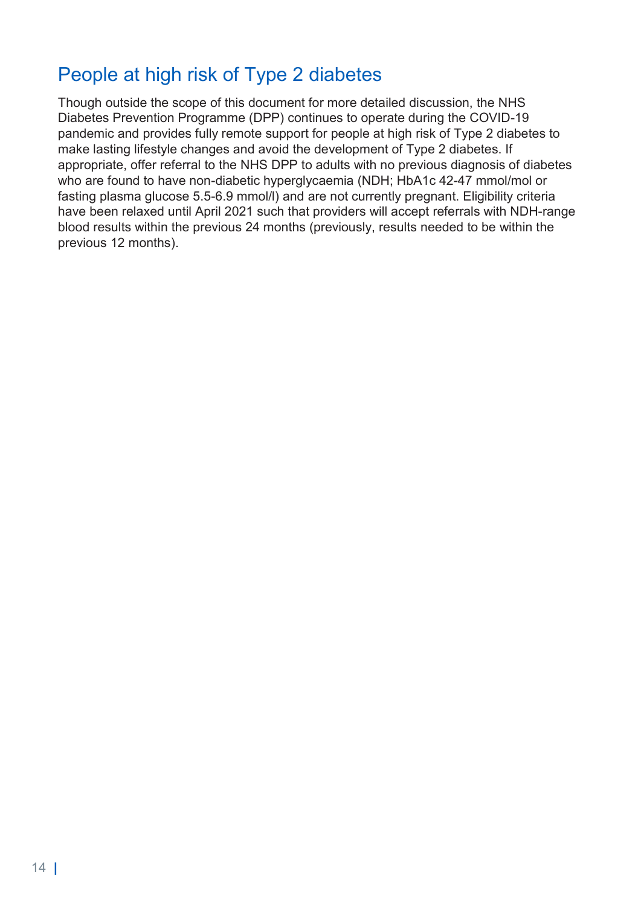## People at high risk of Type 2 diabetes

Though outside the scope of this document for more detailed discussion, the NHS Diabetes Prevention Programme (DPP) continues to operate during the COVID-19 pandemic and provides fully remote support for people at high risk of Type 2 diabetes to make lasting lifestyle changes and avoid the development of Type 2 diabetes. If appropriate, offer referral to the NHS DPP to adults with no previous diagnosis of diabetes who are found to have non-diabetic hyperglycaemia (NDH; HbA1c 42-47 mmol/mol or fasting plasma glucose 5.5-6.9 mmol/l) and are not currently pregnant. Eligibility criteria have been relaxed until April 2021 such that providers will accept referrals with NDH-range blood results within the previous 24 months (previously, results needed to be within the previous 12 months).